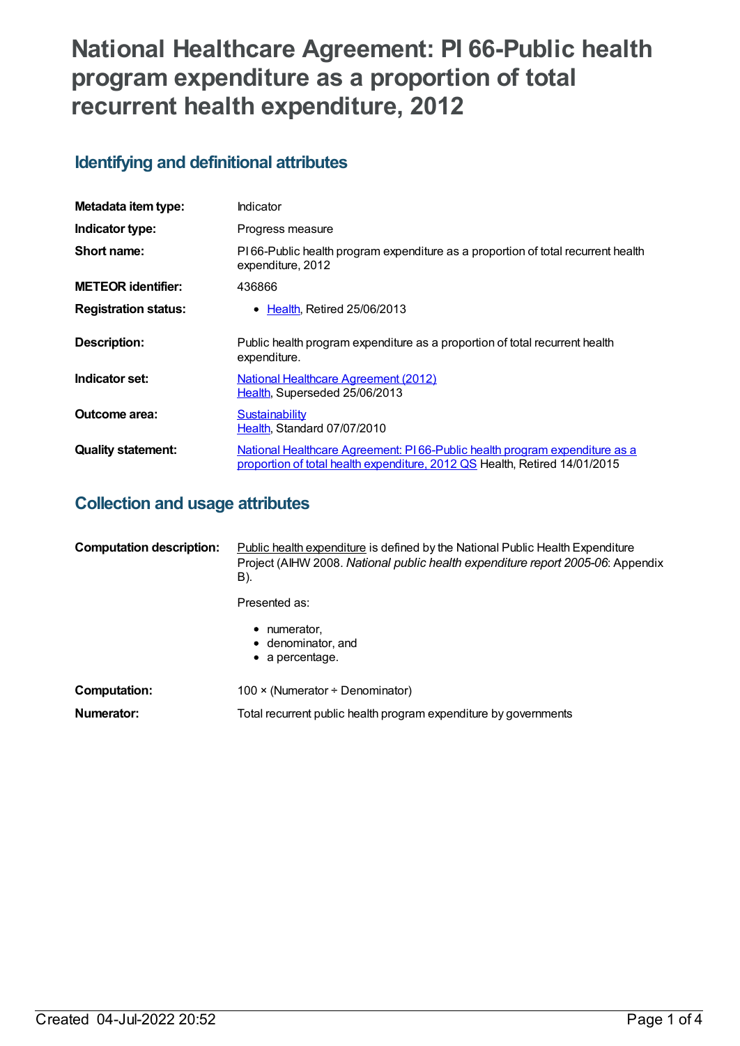# National Healthcare Agreement: PI 66-Public health program expenditure as a proportion of total recurrent health expenditure, 2012

## Identifying and definitional attributes

| | |
|---|---|
| **Metadata item type:** | Indicator |
| **Indicator type:** | Progress measure |
| **Short name:** | PI 66-Public health program expenditure as a proportion of total recurrent health expenditure, 2012 |
| **METEOR identifier:** | 436866 |
| **Registration status:** | • Health, Retired 25/06/2013 |
| **Description:** | Public health program expenditure as a proportion of total recurrent health expenditure. |
| **Indicator set:** | National Healthcare Agreement (2012) Health, Superseded 25/06/2013 |
| **Outcome area:** | Sustainability Health, Standard 07/07/2010 |
| **Quality statement:** | National Healthcare Agreement: PI 66-Public health program expenditure as a proportion of total health expenditure, 2012 QS Health, Retired 14/01/2015 |

## Collection and usage attributes

**Computation description:** Public health expenditure is defined by the National Public Health Expenditure Project (AIHW 2008. *National public health expenditure report 2005-06*: Appendix B).

Presented as:

- numerator,
- denominator, and
- a percentage.

**Computation:** 100 × (Numerator ÷ Denominator)

**Numerator:** Total recurrent public health program expenditure by governments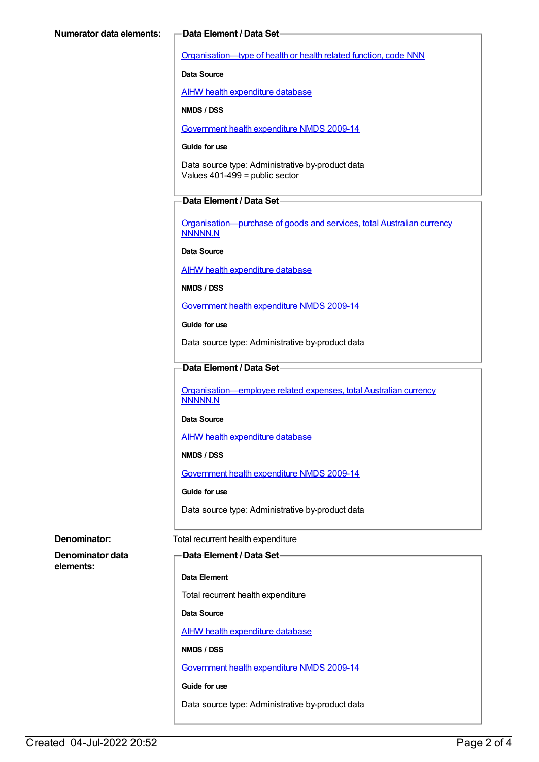**Numerator data elements:**

**Data Element / Data Set**

Organisation—type of health or health related function, code NNN

**Data Source**

AIHW health expenditure database

**NMDS / DSS**

Government health expenditure NMDS 2009-14

**Guide for use**

Data source type: Administrative by-product data
Values 401-499 = public sector

**Data Element / Data Set**

Organisation—purchase of goods and services, total Australian currency NNNNN.N

**Data Source**

AIHW health expenditure database

**NMDS / DSS**

Government health expenditure NMDS 2009-14

**Guide for use**

Data source type: Administrative by-product data

**Data Element / Data Set**

Organisation—employee related expenses, total Australian currency NNNNN.N

**Data Source**

AIHW health expenditure database

**NMDS / DSS**

Government health expenditure NMDS 2009-14

**Guide for use**

Data source type: Administrative by-product data

**Denominator:** Total recurrent health expenditure

**Denominator data elements:**

**Data Element / Data Set**

**Data Element**

Total recurrent health expenditure

**Data Source**

AIHW health expenditure database

**NMDS / DSS**

Government health expenditure NMDS 2009-14

**Guide for use**

Data source type: Administrative by-product data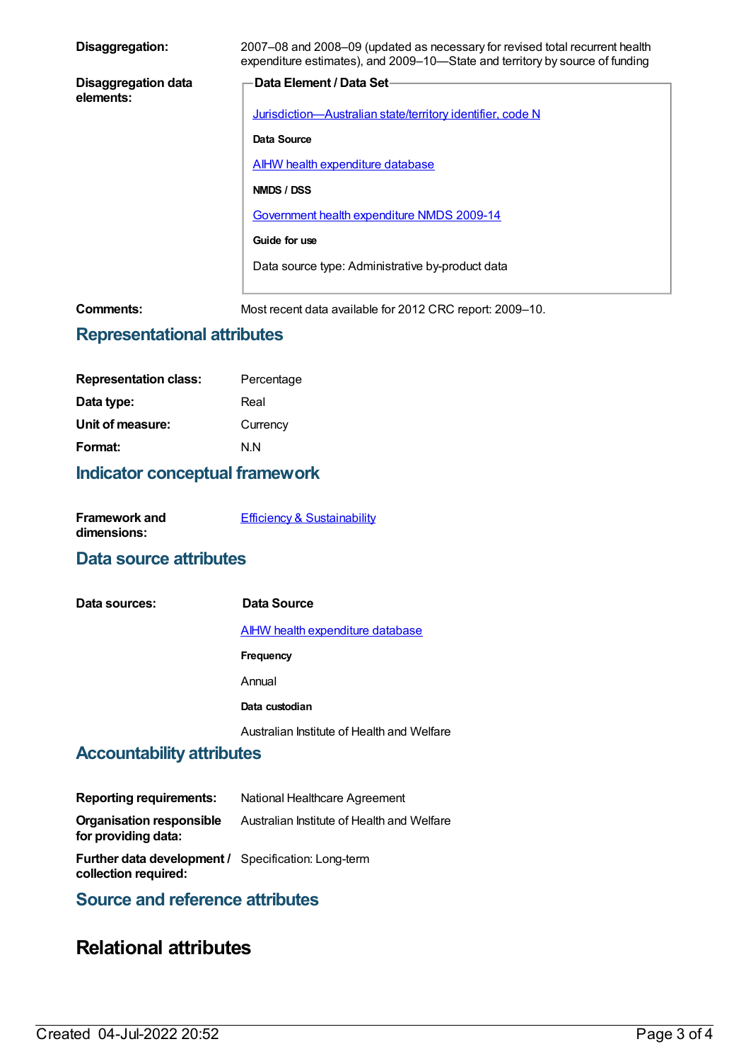**Disaggregation:** 2007–08 and 2008–09 (updated as necessary for revised total recurrent health expenditure estimates), and 2009–10—State and territory by source of funding

**Disaggregation data elements:**

**Data Element / Data Set**

Jurisdiction—Australian state/territory identifier, code N

**Data Source**

AIHW health expenditure database

**NMDS / DSS**

Government health expenditure NMDS 2009-14

**Guide for use**

Data source type: Administrative by-product data

**Comments:** Most recent data available for 2012 CRC report: 2009–10.

## Representational attributes

| | |
|---|---|
| **Representation class:** | Percentage |
| **Data type:** | Real |
| **Unit of measure:** | Currency |
| **Format:** | N.N |

## Indicator conceptual framework

**Framework and dimensions:** Efficiency & Sustainability

## Data source attributes

**Data sources:**

**Data Source**

AIHW health expenditure database

**Frequency**

Annual

**Data custodian**

Australian Institute of Health and Welfare

## Accountability attributes

| | |
|---|---|
| **Reporting requirements:** | National Healthcare Agreement |
| **Organisation responsible for providing data:** | Australian Institute of Health and Welfare |
| **Further data development / collection required:** | Specification: Long-term |

## Source and reference attributes

# Relational attributes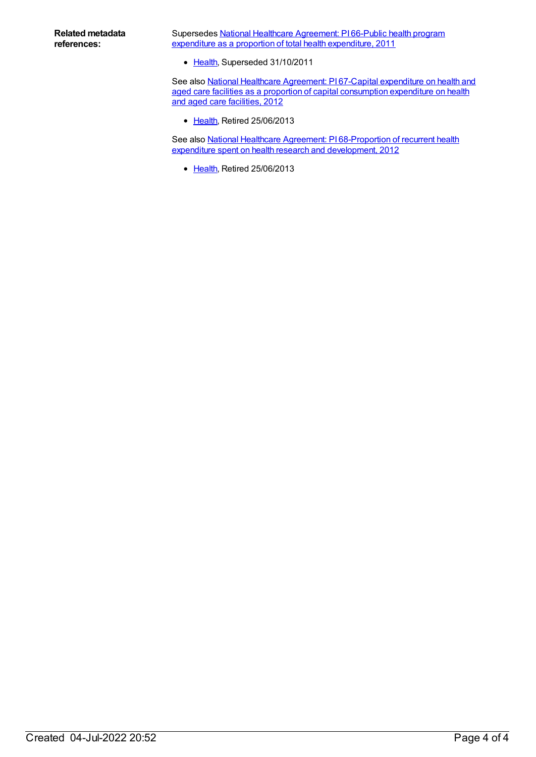**Related metadata references:**

Supersedes National Healthcare Agreement: PI 66-Public health program expenditure as a proportion of total health expenditure, 2011

- Health, Superseded 31/10/2011

See also National Healthcare Agreement: PI 67-Capital expenditure on health and aged care facilities as a proportion of capital consumption expenditure on health and aged care facilities, 2012

- Health, Retired 25/06/2013

See also National Healthcare Agreement: PI 68-Proportion of recurrent health expenditure spent on health research and development, 2012

- Health, Retired 25/06/2013